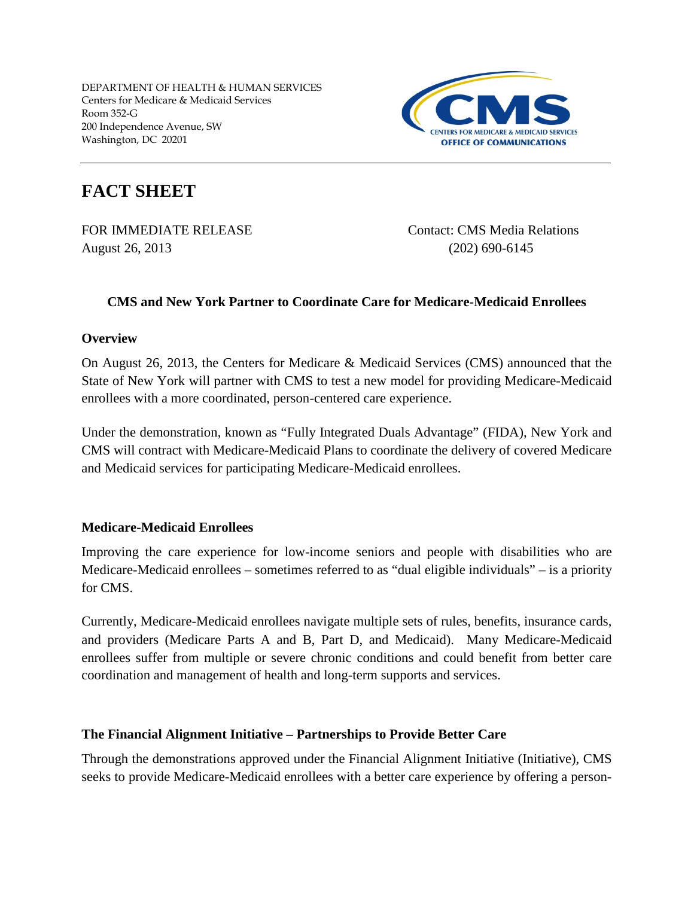DEPARTMENT OF HEALTH & HUMAN SERVICES
Centers for Medicare & Medicaid Services
Room 352-G
200 Independence Avenue, SW
Washington, DC 20201

CMS
CENTERS FOR MEDICARE & MEDICAID SERVICES
OFFICE OF COMMUNICATIONS

# FACT SHEET

FOR IMMEDIATE RELEASE
August 26, 2013

Contact: CMS Media Relations
(202) 690-6145

**CMS and New York Partner to Coordinate Care for Medicare-Medicaid Enrollees**

## Overview

On August 26, 2013, the Centers for Medicare & Medicaid Services (CMS) announced that the State of New York will partner with CMS to test a new model for providing Medicare-Medicaid enrollees with a more coordinated, person-centered care experience.

Under the demonstration, known as "Fully Integrated Duals Advantage" (FIDA), New York and CMS will contract with Medicare-Medicaid Plans to coordinate the delivery of covered Medicare and Medicaid services for participating Medicare-Medicaid enrollees.

## Medicare-Medicaid Enrollees

Improving the care experience for low-income seniors and people with disabilities who are Medicare-Medicaid enrollees – sometimes referred to as "dual eligible individuals" – is a priority for CMS.

Currently, Medicare-Medicaid enrollees navigate multiple sets of rules, benefits, insurance cards, and providers (Medicare Parts A and B, Part D, and Medicaid). Many Medicare-Medicaid enrollees suffer from multiple or severe chronic conditions and could benefit from better care coordination and management of health and long-term supports and services.

## The Financial Alignment Initiative – Partnerships to Provide Better Care

Through the demonstrations approved under the Financial Alignment Initiative (Initiative), CMS seeks to provide Medicare-Medicaid enrollees with a better care experience by offering a person-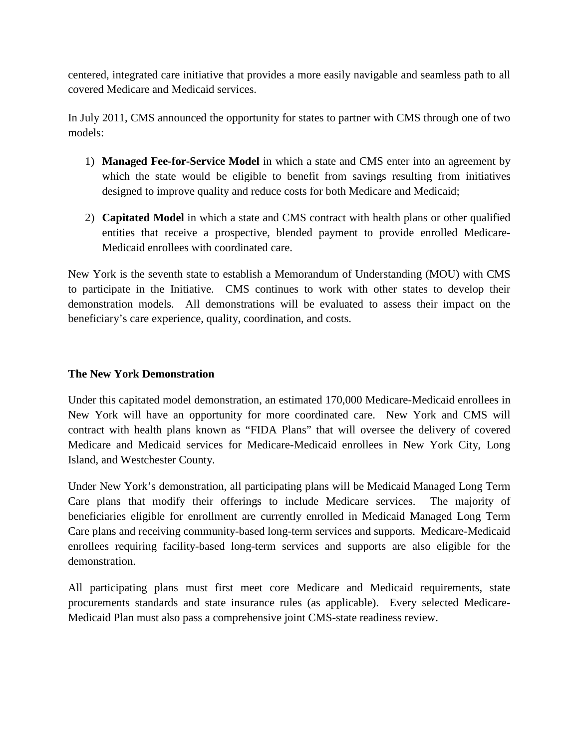centered, integrated care initiative that provides a more easily navigable and seamless path to all covered Medicare and Medicaid services.

In July 2011, CMS announced the opportunity for states to partner with CMS through one of two models:

1) **Managed Fee-for-Service Model** in which a state and CMS enter into an agreement by which the state would be eligible to benefit from savings resulting from initiatives designed to improve quality and reduce costs for both Medicare and Medicaid;

2) **Capitated Model** in which a state and CMS contract with health plans or other qualified entities that receive a prospective, blended payment to provide enrolled Medicare-Medicaid enrollees with coordinated care.

New York is the seventh state to establish a Memorandum of Understanding (MOU) with CMS to participate in the Initiative. CMS continues to work with other states to develop their demonstration models. All demonstrations will be evaluated to assess their impact on the beneficiary's care experience, quality, coordination, and costs.

## The New York Demonstration

Under this capitated model demonstration, an estimated 170,000 Medicare-Medicaid enrollees in New York will have an opportunity for more coordinated care. New York and CMS will contract with health plans known as "FIDA Plans" that will oversee the delivery of covered Medicare and Medicaid services for Medicare-Medicaid enrollees in New York City, Long Island, and Westchester County.

Under New York's demonstration, all participating plans will be Medicaid Managed Long Term Care plans that modify their offerings to include Medicare services. The majority of beneficiaries eligible for enrollment are currently enrolled in Medicaid Managed Long Term Care plans and receiving community-based long-term services and supports. Medicare-Medicaid enrollees requiring facility-based long-term services and supports are also eligible for the demonstration.

All participating plans must first meet core Medicare and Medicaid requirements, state procurements standards and state insurance rules (as applicable). Every selected Medicare-Medicaid Plan must also pass a comprehensive joint CMS-state readiness review.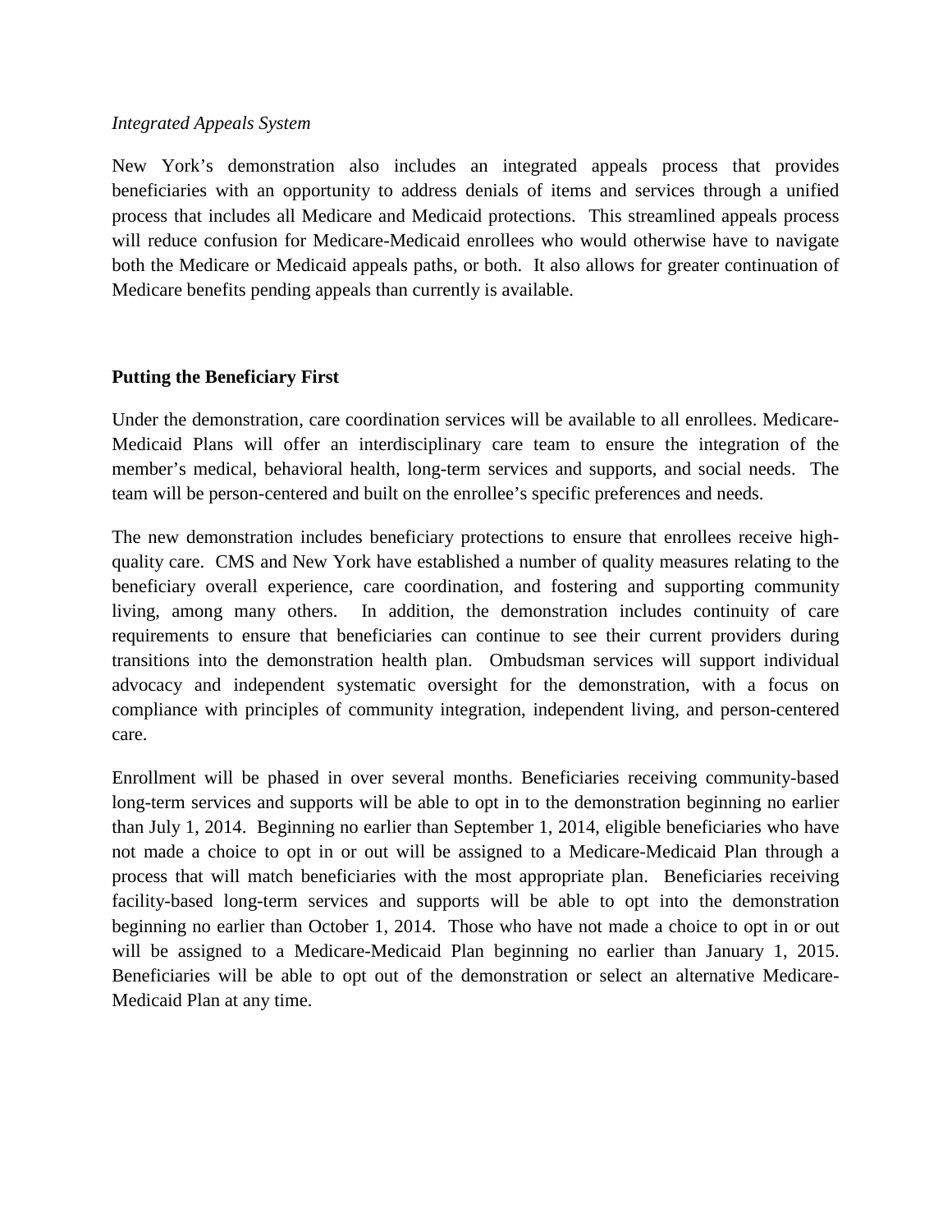*Integrated Appeals System*

New York's demonstration also includes an integrated appeals process that provides beneficiaries with an opportunity to address denials of items and services through a unified process that includes all Medicare and Medicaid protections. This streamlined appeals process will reduce confusion for Medicare-Medicaid enrollees who would otherwise have to navigate both the Medicare or Medicaid appeals paths, or both. It also allows for greater continuation of Medicare benefits pending appeals than currently is available.

**Putting the Beneficiary First**

Under the demonstration, care coordination services will be available to all enrollees. Medicare-Medicaid Plans will offer an interdisciplinary care team to ensure the integration of the member's medical, behavioral health, long-term services and supports, and social needs. The team will be person-centered and built on the enrollee's specific preferences and needs.

The new demonstration includes beneficiary protections to ensure that enrollees receive high-quality care. CMS and New York have established a number of quality measures relating to the beneficiary overall experience, care coordination, and fostering and supporting community living, among many others. In addition, the demonstration includes continuity of care requirements to ensure that beneficiaries can continue to see their current providers during transitions into the demonstration health plan. Ombudsman services will support individual advocacy and independent systematic oversight for the demonstration, with a focus on compliance with principles of community integration, independent living, and person-centered care.

Enrollment will be phased in over several months. Beneficiaries receiving community-based long-term services and supports will be able to opt in to the demonstration beginning no earlier than July 1, 2014. Beginning no earlier than September 1, 2014, eligible beneficiaries who have not made a choice to opt in or out will be assigned to a Medicare-Medicaid Plan through a process that will match beneficiaries with the most appropriate plan. Beneficiaries receiving facility-based long-term services and supports will be able to opt into the demonstration beginning no earlier than October 1, 2014. Those who have not made a choice to opt in or out will be assigned to a Medicare-Medicaid Plan beginning no earlier than January 1, 2015. Beneficiaries will be able to opt out of the demonstration or select an alternative Medicare-Medicaid Plan at any time.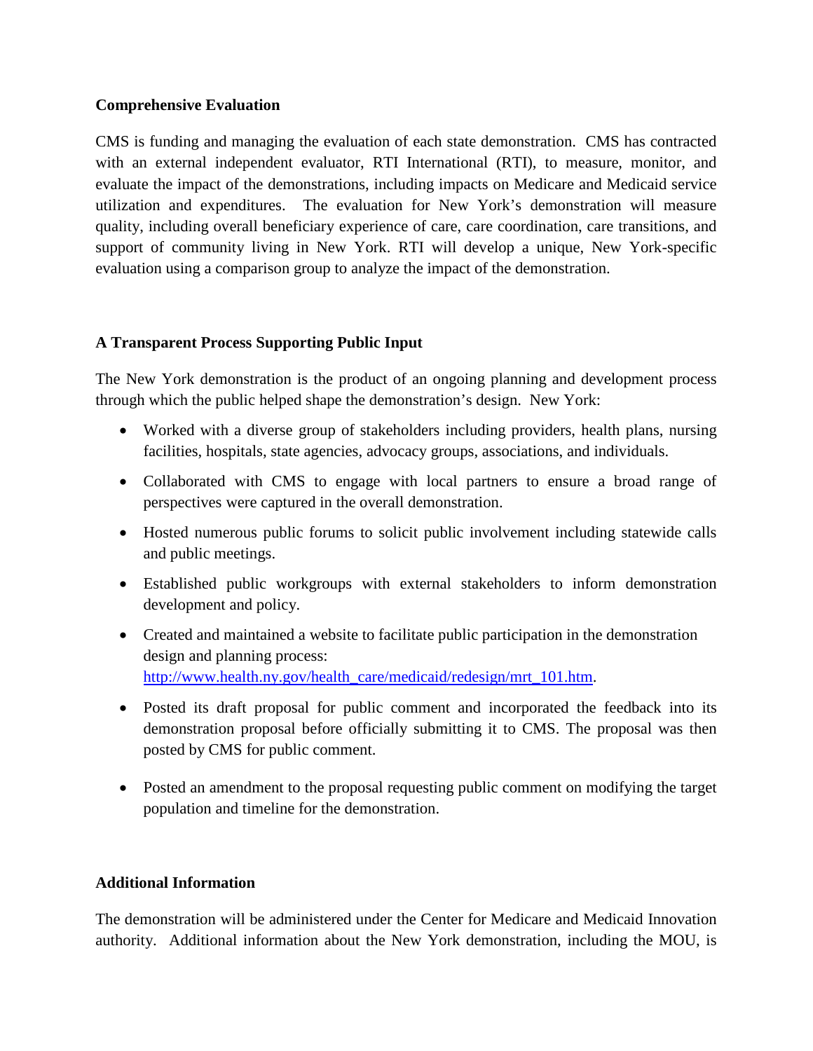**Comprehensive Evaluation**

CMS is funding and managing the evaluation of each state demonstration. CMS has contracted with an external independent evaluator, RTI International (RTI), to measure, monitor, and evaluate the impact of the demonstrations, including impacts on Medicare and Medicaid service utilization and expenditures. The evaluation for New York's demonstration will measure quality, including overall beneficiary experience of care, care coordination, care transitions, and support of community living in New York. RTI will develop a unique, New York-specific evaluation using a comparison group to analyze the impact of the demonstration.

**A Transparent Process Supporting Public Input**

The New York demonstration is the product of an ongoing planning and development process through which the public helped shape the demonstration's design. New York:

- Worked with a diverse group of stakeholders including providers, health plans, nursing facilities, hospitals, state agencies, advocacy groups, associations, and individuals.
- Collaborated with CMS to engage with local partners to ensure a broad range of perspectives were captured in the overall demonstration.
- Hosted numerous public forums to solicit public involvement including statewide calls and public meetings.
- Established public workgroups with external stakeholders to inform demonstration development and policy.
- Created and maintained a website to facilitate public participation in the demonstration design and planning process: [http://www.health.ny.gov/health_care/medicaid/redesign/mrt_101.htm](http://www.health.ny.gov/health_care/medicaid/redesign/mrt_101.htm).
- Posted its draft proposal for public comment and incorporated the feedback into its demonstration proposal before officially submitting it to CMS. The proposal was then posted by CMS for public comment.
- Posted an amendment to the proposal requesting public comment on modifying the target population and timeline for the demonstration.

**Additional Information**

The demonstration will be administered under the Center for Medicare and Medicaid Innovation authority. Additional information about the New York demonstration, including the MOU, is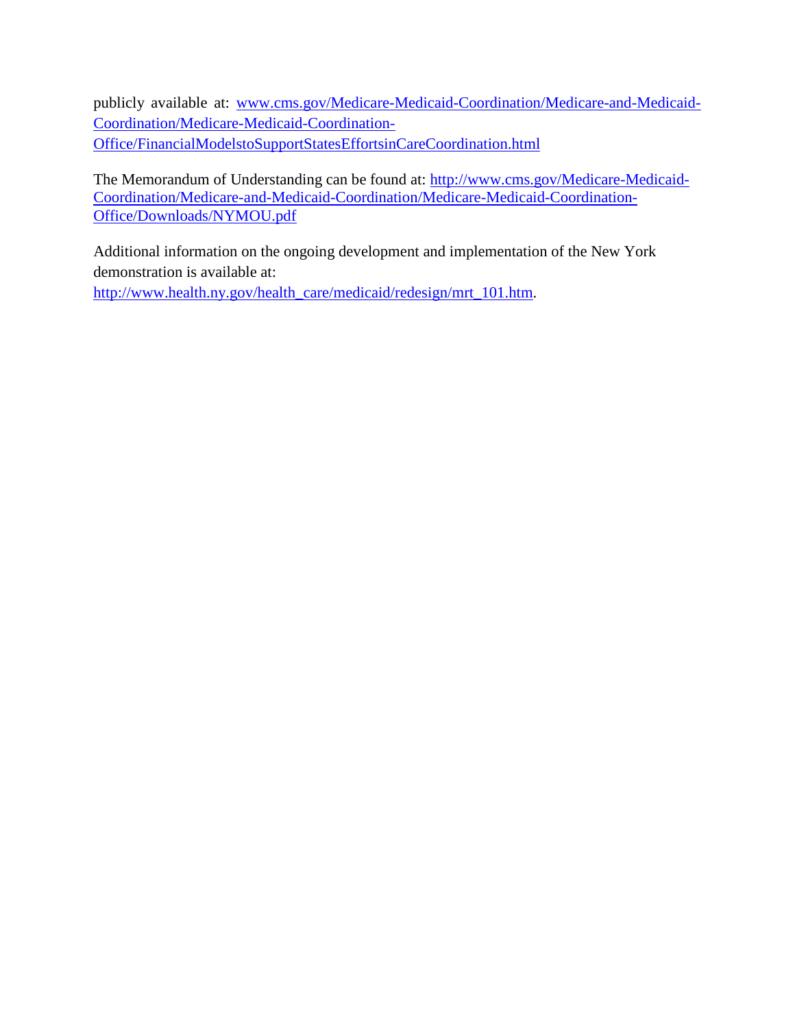publicly available at: [www.cms.gov/Medicare-Medicaid-Coordination/Medicare-and-Medicaid-Coordination/Medicare-Medicaid-Coordination-Office/FinancialModelstoSupportStatesEffortsinCareCoordination.html](www.cms.gov/Medicare-Medicaid-Coordination/Medicare-and-Medicaid-Coordination/Medicare-Medicaid-Coordination-Office/FinancialModelstoSupportStatesEffortsinCareCoordination.html)

The Memorandum of Understanding can be found at: [http://www.cms.gov/Medicare-Medicaid-Coordination/Medicare-and-Medicaid-Coordination/Medicare-Medicaid-Coordination-Office/Downloads/NYMOU.pdf](http://www.cms.gov/Medicare-Medicaid-Coordination/Medicare-and-Medicaid-Coordination/Medicare-Medicaid-Coordination-Office/Downloads/NYMOU.pdf)

Additional information on the ongoing development and implementation of the New York demonstration is available at: [http://www.health.ny.gov/health_care/medicaid/redesign/mrt_101.htm](http://www.health.ny.gov/health_care/medicaid/redesign/mrt_101.htm).